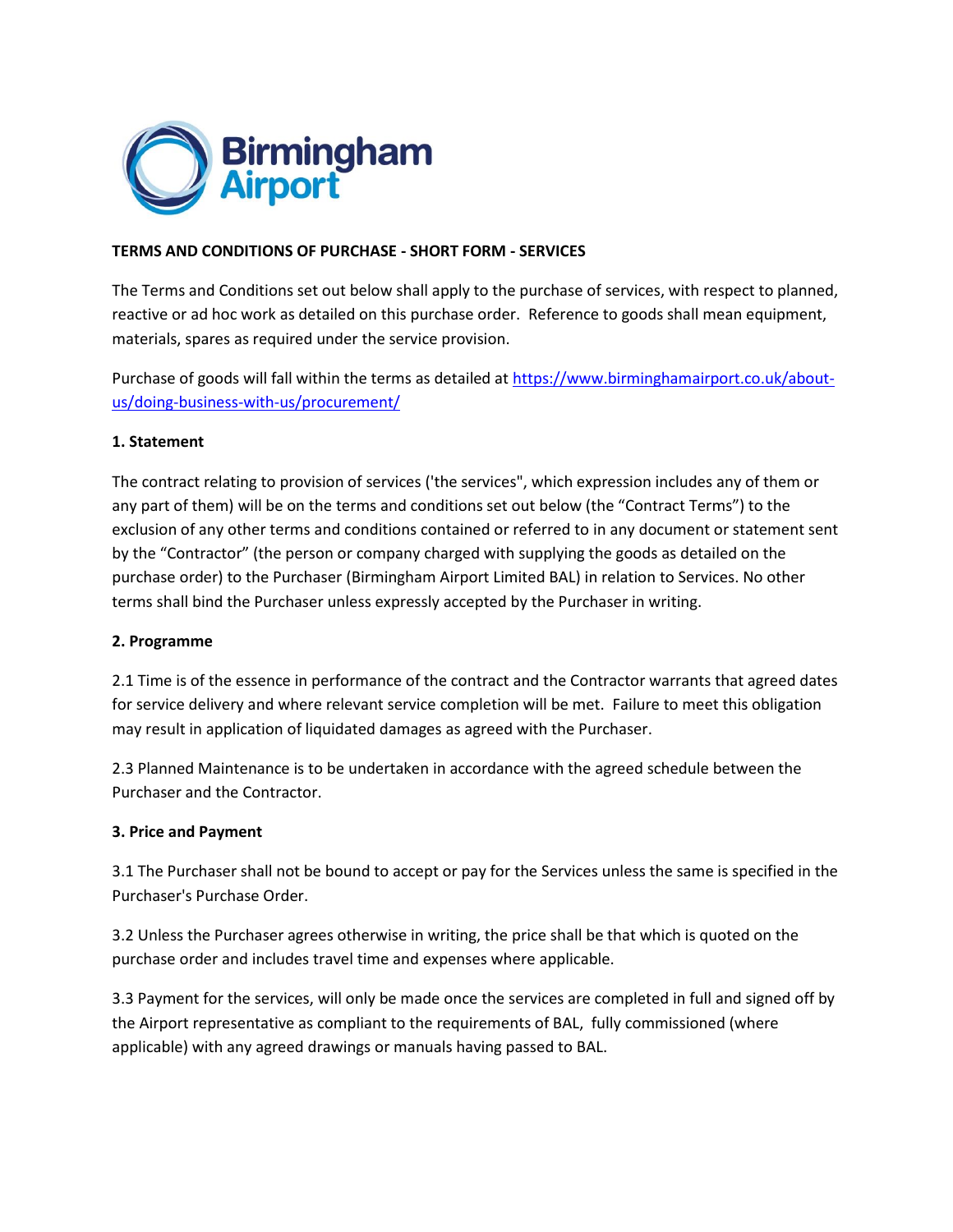**TERMS AND CONDITIONS OF PURCHASE - SHORT FORM - SERVICES**

The Terms and Conditions set out below shall apply to the purchase of services, with respect to planned, reactive or ad hoc work as detailed on this purchase order. Reference to goods shall mean equipment, materials, spares as required under the service provision.

Purchase of goods will fall within the terms as detailed at [https://www.birminghamairport.co.uk/about-us/doing-business-with-us/procurement/](https://www.birminghamairport.co.uk/about-us/doing-business-with-us/procurement/)

**1. Statement**

The contract relating to provision of services ('the services", which expression includes any of them or any part of them) will be on the terms and conditions set out below (the "Contract Terms") to the exclusion of any other terms and conditions contained or referred to in any document or statement sent by the "Contractor" (the person or company charged with supplying the goods as detailed on the purchase order) to the Purchaser (Birmingham Airport Limited BAL) in relation to Services. No other terms shall bind the Purchaser unless expressly accepted by the Purchaser in writing.

**2. Programme**

2.1 Time is of the essence in performance of the contract and the Contractor warrants that agreed dates for service delivery and where relevant service completion will be met. Failure to meet this obligation may result in application of liquidated damages as agreed with the Purchaser.

2.3 Planned Maintenance is to be undertaken in accordance with the agreed schedule between the Purchaser and the Contractor.

**3. Price and Payment**

3.1 The Purchaser shall not be bound to accept or pay for the Services unless the same is specified in the Purchaser's Purchase Order.

3.2 Unless the Purchaser agrees otherwise in writing, the price shall be that which is quoted on the purchase order and includes travel time and expenses where applicable.

3.3 Payment for the services, will only be made once the services are completed in full and signed off by the Airport representative as compliant to the requirements of BAL, fully commissioned (where applicable) with any agreed drawings or manuals having passed to BAL.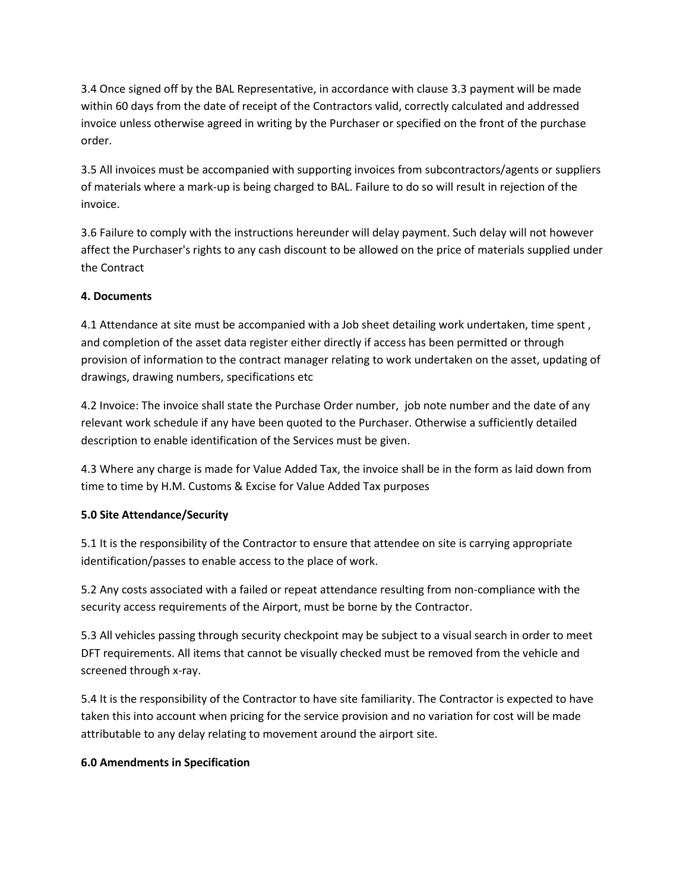3.4 Once signed off by the BAL Representative, in accordance with clause 3.3 payment will be made within 60 days from the date of receipt of the Contractors valid, correctly calculated and addressed invoice unless otherwise agreed in writing by the Purchaser or specified on the front of the purchase order.

3.5 All invoices must be accompanied with supporting invoices from subcontractors/agents or suppliers of materials where a mark-up is being charged to BAL. Failure to do so will result in rejection of the invoice.

3.6 Failure to comply with the instructions hereunder will delay payment. Such delay will not however affect the Purchaser's rights to any cash discount to be allowed on the price of materials supplied under the Contract

**4. Documents**

4.1 Attendance at site must be accompanied with a Job sheet detailing work undertaken, time spent , and completion of the asset data register either directly if access has been permitted or through provision of information to the contract manager relating to work undertaken on the asset, updating of drawings, drawing numbers, specifications etc

4.2 Invoice: The invoice shall state the Purchase Order number, job note number and the date of any relevant work schedule if any have been quoted to the Purchaser. Otherwise a sufficiently detailed description to enable identification of the Services must be given.

4.3 Where any charge is made for Value Added Tax, the invoice shall be in the form as laid down from time to time by H.M. Customs & Excise for Value Added Tax purposes

**5.0 Site Attendance/Security**

5.1 It is the responsibility of the Contractor to ensure that attendee on site is carrying appropriate identification/passes to enable access to the place of work.

5.2 Any costs associated with a failed or repeat attendance resulting from non-compliance with the security access requirements of the Airport, must be borne by the Contractor.

5.3 All vehicles passing through security checkpoint may be subject to a visual search in order to meet DFT requirements. All items that cannot be visually checked must be removed from the vehicle and screened through x-ray.

5.4 It is the responsibility of the Contractor to have site familiarity. The Contractor is expected to have taken this into account when pricing for the service provision and no variation for cost will be made attributable to any delay relating to movement around the airport site.

**6.0 Amendments in Specification**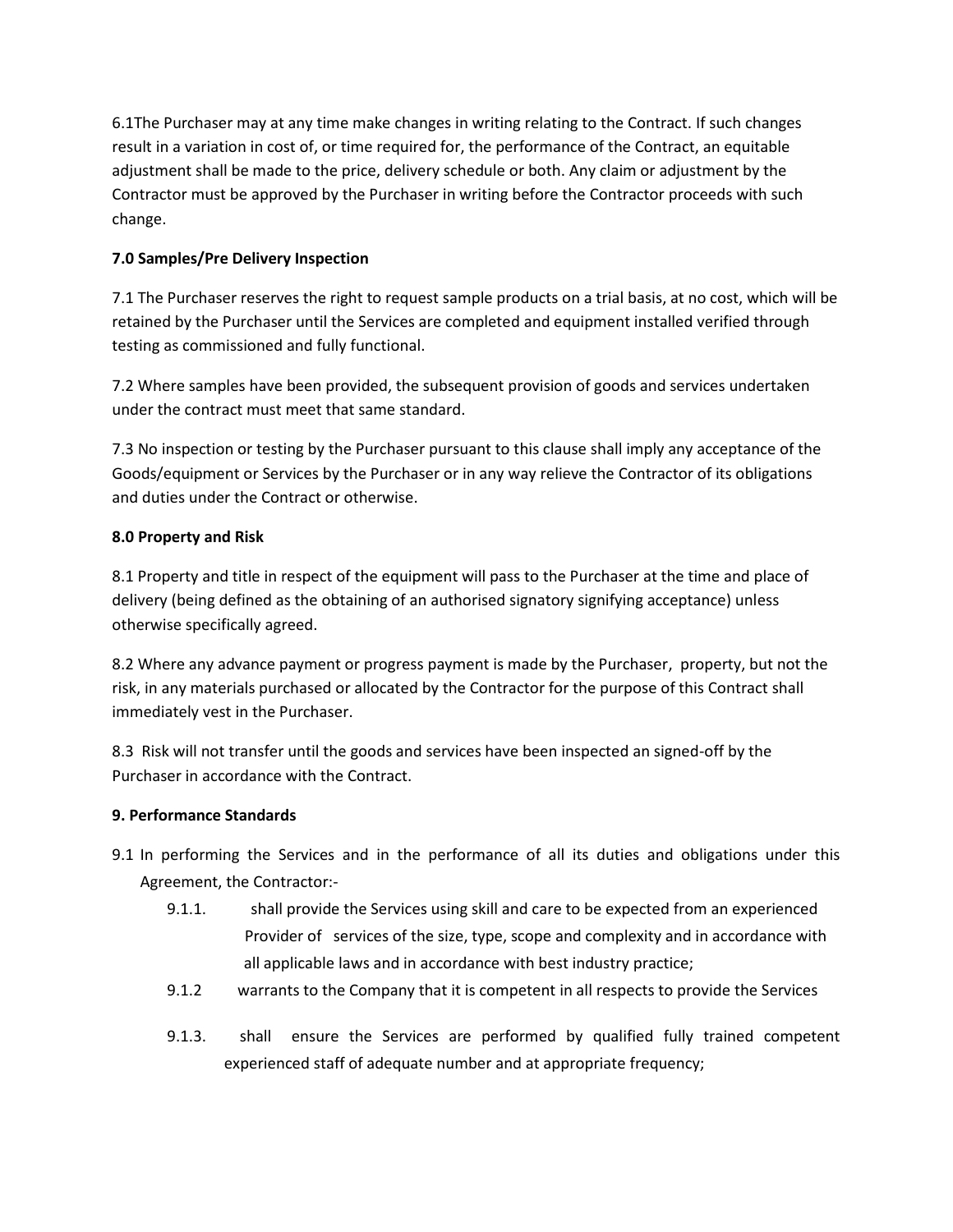6.1The Purchaser may at any time make changes in writing relating to the Contract. If such changes result in a variation in cost of, or time required for, the performance of the Contract, an equitable adjustment shall be made to the price, delivery schedule or both. Any claim or adjustment by the Contractor must be approved by the Purchaser in writing before the Contractor proceeds with such change.

**7.0 Samples/Pre Delivery Inspection**

7.1 The Purchaser reserves the right to request sample products on a trial basis, at no cost, which will be retained by the Purchaser until the Services are completed and equipment installed verified through testing as commissioned and fully functional.

7.2 Where samples have been provided, the subsequent provision of goods and services undertaken under the contract must meet that same standard.

7.3 No inspection or testing by the Purchaser pursuant to this clause shall imply any acceptance of the Goods/equipment or Services by the Purchaser or in any way relieve the Contractor of its obligations and duties under the Contract or otherwise.

**8.0 Property and Risk**

8.1 Property and title in respect of the equipment will pass to the Purchaser at the time and place of delivery (being defined as the obtaining of an authorised signatory signifying acceptance) unless otherwise specifically agreed.

8.2 Where any advance payment or progress payment is made by the Purchaser, property, but not the risk, in any materials purchased or allocated by the Contractor for the purpose of this Contract shall immediately vest in the Purchaser.

8.3 Risk will not transfer until the goods and services have been inspected an signed-off by the Purchaser in accordance with the Contract.

**9. Performance Standards**

9.1 In performing the Services and in the performance of all its duties and obligations under this Agreement, the Contractor:-

- 9.1.1. shall provide the Services using skill and care to be expected from an experienced Provider of services of the size, type, scope and complexity and in accordance with all applicable laws and in accordance with best industry practice;
- 9.1.2 warrants to the Company that it is competent in all respects to provide the Services
- 9.1.3. shall ensure the Services are performed by qualified fully trained competent experienced staff of adequate number and at appropriate frequency;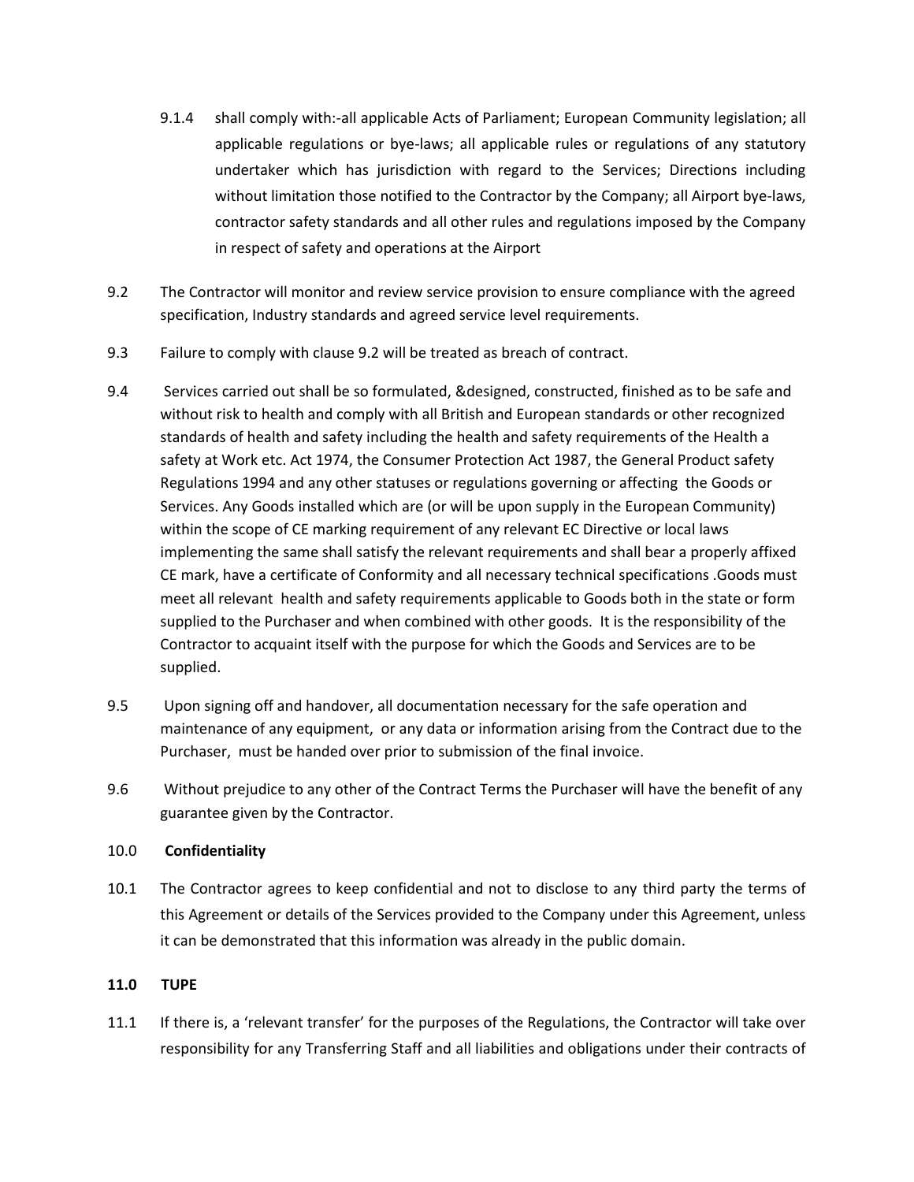9.1.4 shall comply with:-all applicable Acts of Parliament; European Community legislation; all applicable regulations or bye-laws; all applicable rules or regulations of any statutory undertaker which has jurisdiction with regard to the Services; Directions including without limitation those notified to the Contractor by the Company; all Airport bye-laws, contractor safety standards and all other rules and regulations imposed by the Company in respect of safety and operations at the Airport

9.2 The Contractor will monitor and review service provision to ensure compliance with the agreed specification, Industry standards and agreed service level requirements.

9.3 Failure to comply with clause 9.2 will be treated as breach of contract.

9.4 Services carried out shall be so formulated, &designed, constructed, finished as to be safe and without risk to health and comply with all British and European standards or other recognized standards of health and safety including the health and safety requirements of the Health a safety at Work etc. Act 1974, the Consumer Protection Act 1987, the General Product safety Regulations 1994 and any other statuses or regulations governing or affecting the Goods or Services. Any Goods installed which are (or will be upon supply in the European Community) within the scope of CE marking requirement of any relevant EC Directive or local laws implementing the same shall satisfy the relevant requirements and shall bear a properly affixed CE mark, have a certificate of Conformity and all necessary technical specifications .Goods must meet all relevant health and safety requirements applicable to Goods both in the state or form supplied to the Purchaser and when combined with other goods. It is the responsibility of the Contractor to acquaint itself with the purpose for which the Goods and Services are to be supplied.

9.5 Upon signing off and handover, all documentation necessary for the safe operation and maintenance of any equipment, or any data or information arising from the Contract due to the Purchaser, must be handed over prior to submission of the final invoice.

9.6 Without prejudice to any other of the Contract Terms the Purchaser will have the benefit of any guarantee given by the Contractor.

10.0 **Confidentiality**

10.1 The Contractor agrees to keep confidential and not to disclose to any third party the terms of this Agreement or details of the Services provided to the Company under this Agreement, unless it can be demonstrated that this information was already in the public domain.

**11.0 TUPE**

11.1 If there is, a 'relevant transfer' for the purposes of the Regulations, the Contractor will take over responsibility for any Transferring Staff and all liabilities and obligations under their contracts of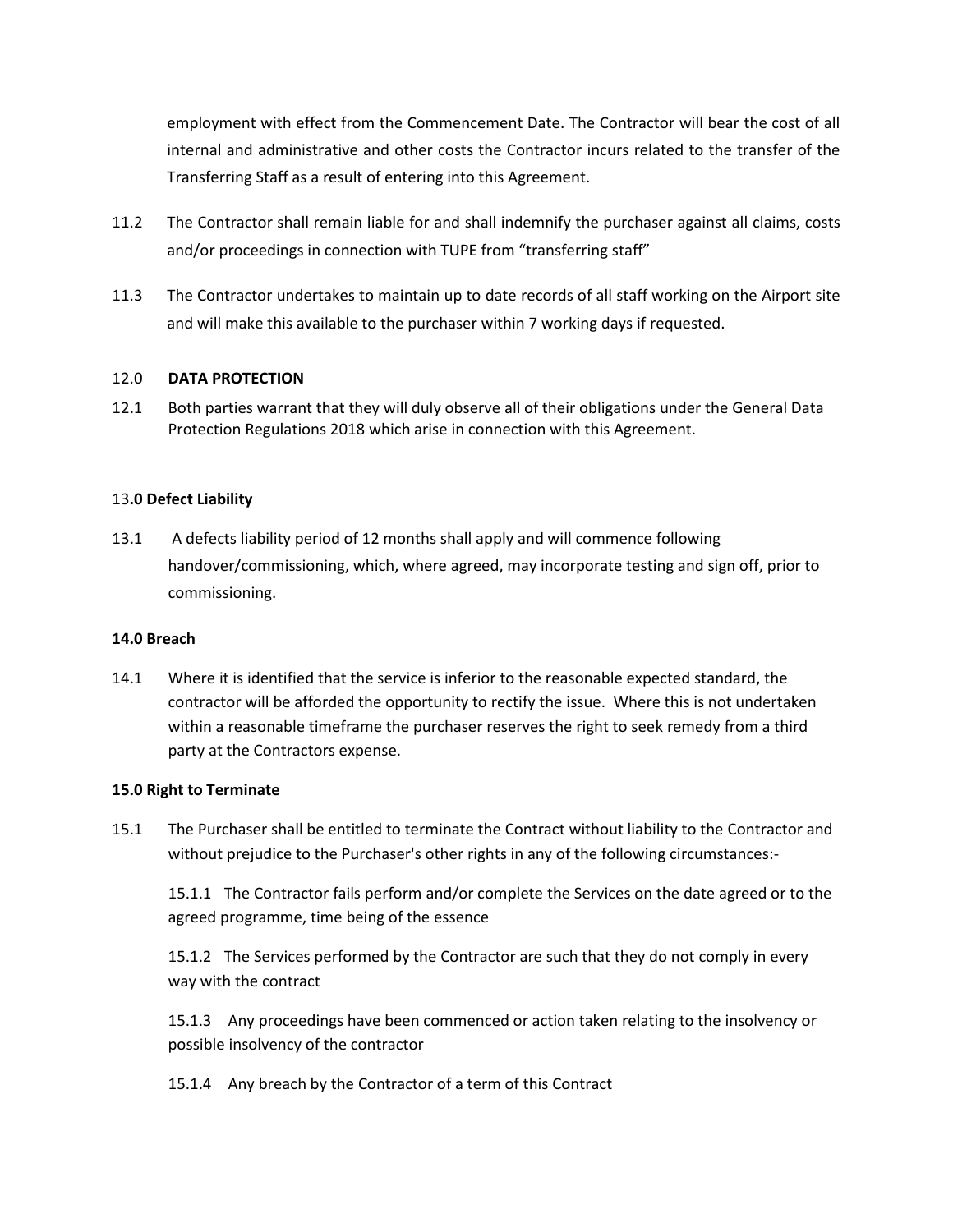employment with effect from the Commencement Date. The Contractor will bear the cost of all internal and administrative and other costs the Contractor incurs related to the transfer of the Transferring Staff as a result of entering into this Agreement.

11.2 The Contractor shall remain liable for and shall indemnify the purchaser against all claims, costs and/or proceedings in connection with TUPE from "transferring staff"

11.3 The Contractor undertakes to maintain up to date records of all staff working on the Airport site and will make this available to the purchaser within 7 working days if requested.

12.0 **DATA PROTECTION**

12.1 Both parties warrant that they will duly observe all of their obligations under the General Data Protection Regulations 2018 which arise in connection with this Agreement.

13**.0 Defect Liability**

13.1 A defects liability period of 12 months shall apply and will commence following handover/commissioning, which, where agreed, may incorporate testing and sign off, prior to commissioning.

**14.0 Breach**

14.1 Where it is identified that the service is inferior to the reasonable expected standard, the contractor will be afforded the opportunity to rectify the issue. Where this is not undertaken within a reasonable timeframe the purchaser reserves the right to seek remedy from a third party at the Contractors expense.

**15.0 Right to Terminate**

15.1 The Purchaser shall be entitled to terminate the Contract without liability to the Contractor and without prejudice to the Purchaser's other rights in any of the following circumstances:-

15.1.1 The Contractor fails perform and/or complete the Services on the date agreed or to the agreed programme, time being of the essence

15.1.2 The Services performed by the Contractor are such that they do not comply in every way with the contract

15.1.3 Any proceedings have been commenced or action taken relating to the insolvency or possible insolvency of the contractor

15.1.4 Any breach by the Contractor of a term of this Contract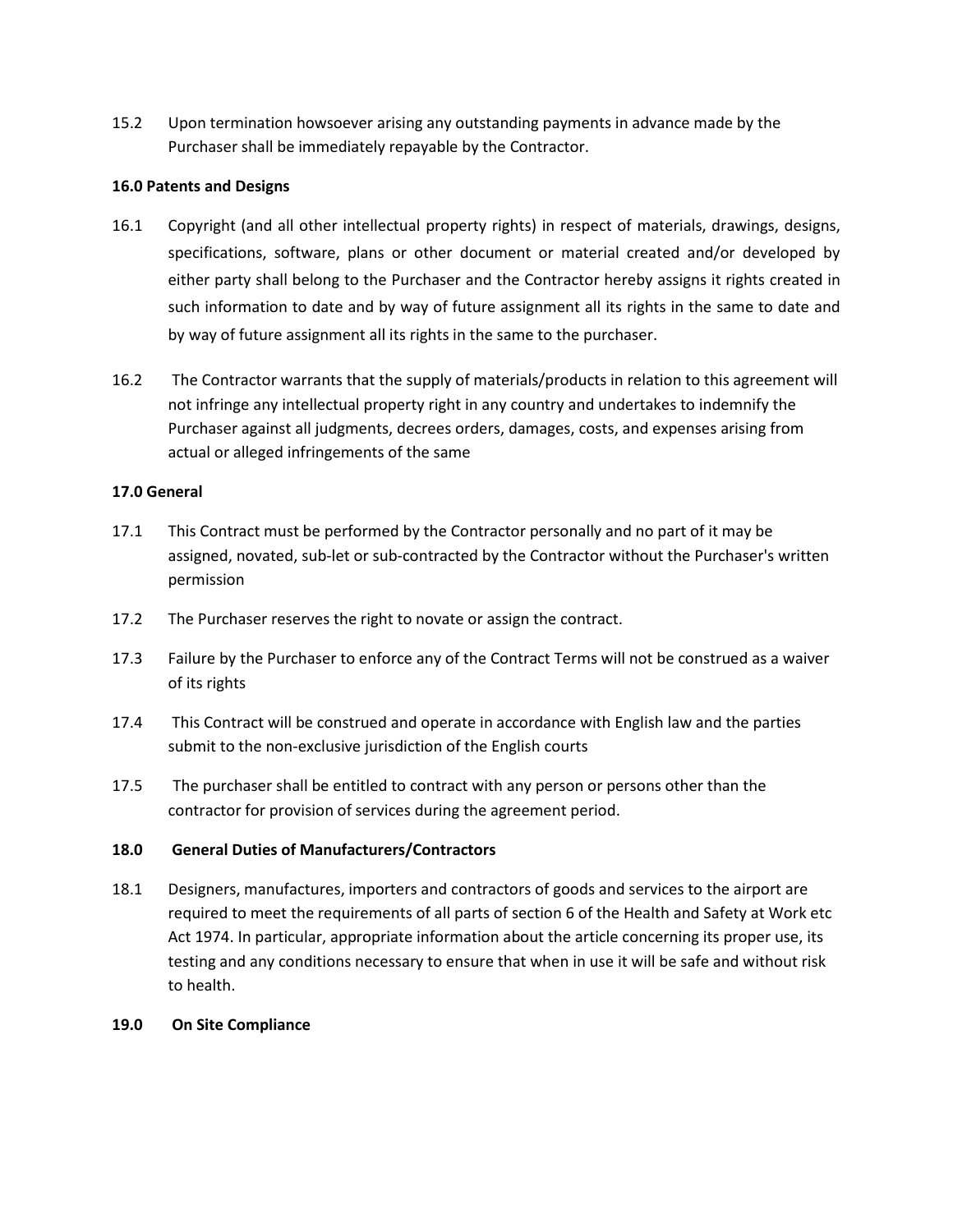15.2 Upon termination howsoever arising any outstanding payments in advance made by the Purchaser shall be immediately repayable by the Contractor.

**16.0 Patents and Designs**

16.1 Copyright (and all other intellectual property rights) in respect of materials, drawings, designs, specifications, software, plans or other document or material created and/or developed by either party shall belong to the Purchaser and the Contractor hereby assigns it rights created in such information to date and by way of future assignment all its rights in the same to date and by way of future assignment all its rights in the same to the purchaser.

16.2 The Contractor warrants that the supply of materials/products in relation to this agreement will not infringe any intellectual property right in any country and undertakes to indemnify the Purchaser against all judgments, decrees orders, damages, costs, and expenses arising from actual or alleged infringements of the same

**17.0 General**

17.1 This Contract must be performed by the Contractor personally and no part of it may be assigned, novated, sub-let or sub-contracted by the Contractor without the Purchaser's written permission

17.2 The Purchaser reserves the right to novate or assign the contract.

17.3 Failure by the Purchaser to enforce any of the Contract Terms will not be construed as a waiver of its rights

17.4 This Contract will be construed and operate in accordance with English law and the parties submit to the non-exclusive jurisdiction of the English courts

17.5 The purchaser shall be entitled to contract with any person or persons other than the contractor for provision of services during the agreement period.

**18.0 General Duties of Manufacturers/Contractors**

18.1 Designers, manufactures, importers and contractors of goods and services to the airport are required to meet the requirements of all parts of section 6 of the Health and Safety at Work etc Act 1974. In particular, appropriate information about the article concerning its proper use, its testing and any conditions necessary to ensure that when in use it will be safe and without risk to health.

**19.0 On Site Compliance**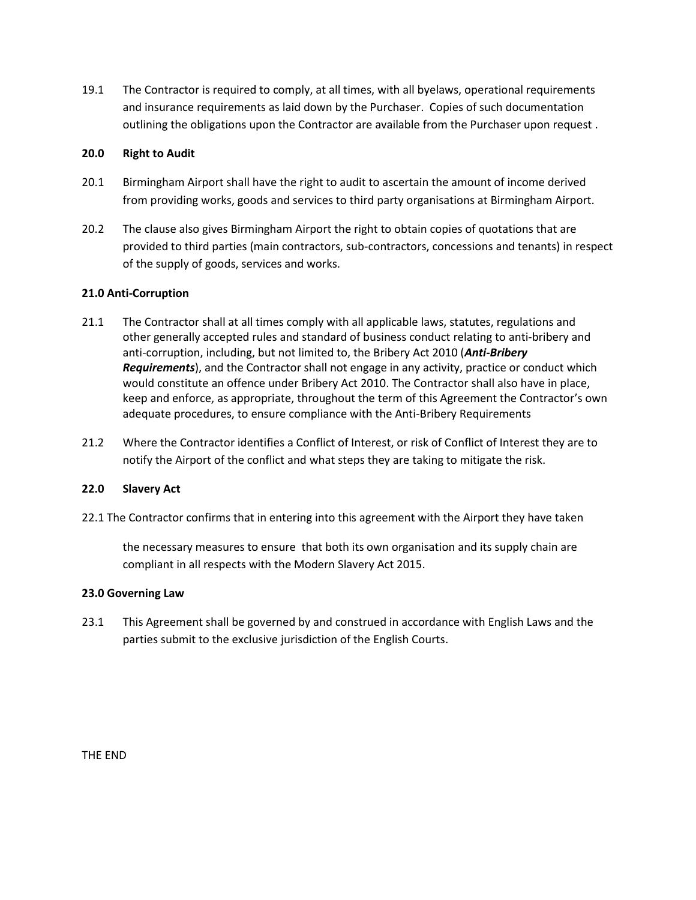19.1 The Contractor is required to comply, at all times, with all byelaws, operational requirements and insurance requirements as laid down by the Purchaser. Copies of such documentation outlining the obligations upon the Contractor are available from the Purchaser upon request .

**20.0 Right to Audit**

20.1 Birmingham Airport shall have the right to audit to ascertain the amount of income derived from providing works, goods and services to third party organisations at Birmingham Airport.

20.2 The clause also gives Birmingham Airport the right to obtain copies of quotations that are provided to third parties (main contractors, sub-contractors, concessions and tenants) in respect of the supply of goods, services and works.

**21.0 Anti-Corruption**

21.1 The Contractor shall at all times comply with all applicable laws, statutes, regulations and other generally accepted rules and standard of business conduct relating to anti-bribery and anti-corruption, including, but not limited to, the Bribery Act 2010 (***Anti-Bribery Requirements***), and the Contractor shall not engage in any activity, practice or conduct which would constitute an offence under Bribery Act 2010. The Contractor shall also have in place, keep and enforce, as appropriate, throughout the term of this Agreement the Contractor's own adequate procedures, to ensure compliance with the Anti-Bribery Requirements

21.2 Where the Contractor identifies a Conflict of Interest, or risk of Conflict of Interest they are to notify the Airport of the conflict and what steps they are taking to mitigate the risk.

**22.0 Slavery Act**

22.1 The Contractor confirms that in entering into this agreement with the Airport they have taken the necessary measures to ensure that both its own organisation and its supply chain are compliant in all respects with the Modern Slavery Act 2015.

**23.0 Governing Law**

23.1 This Agreement shall be governed by and construed in accordance with English Laws and the parties submit to the exclusive jurisdiction of the English Courts.

THE END